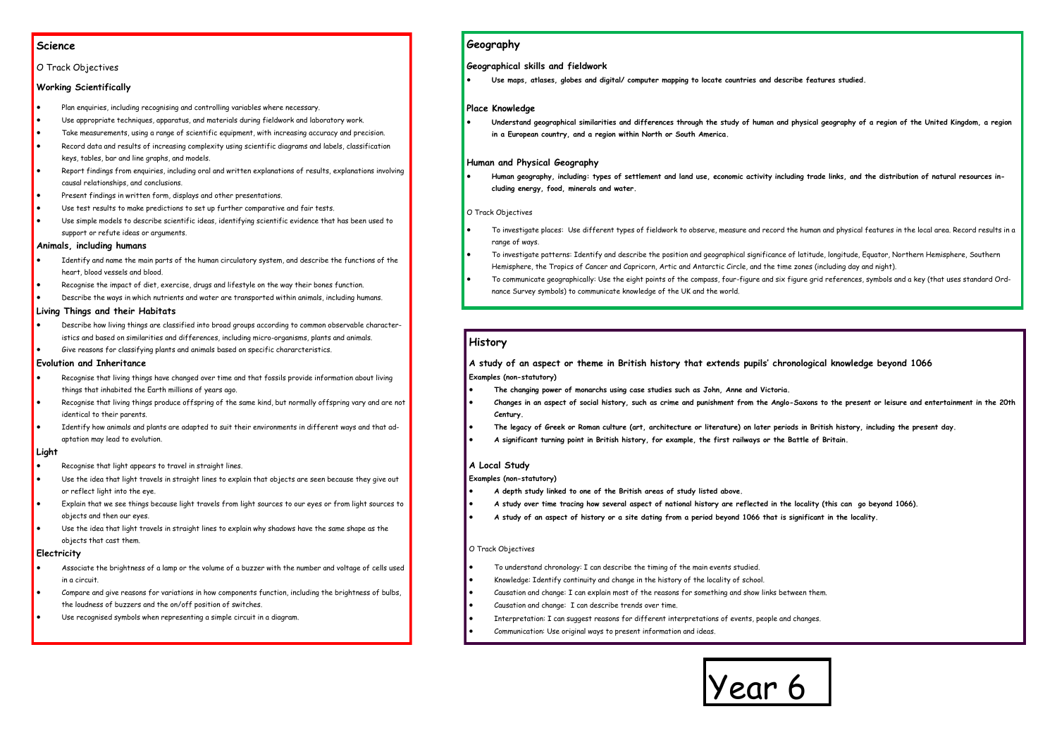# Year 6

## Science

O Track Objectives

### Working Scientifically

- Plan enquiries, including recognising and controlling variables where necessary.
- Use appropriate techniques, apparatus, and materials during fieldwork and laboratory work.
- Take measurements, using a range of scientific equipment, with increasing accuracy and precision.
- Record data and results of increasing complexity using scientific diagrams and labels, classification keys, tables, bar and line graphs, and models.
- Report findings from enquiries, including oral and written explanations of results, explanations involving causal relationships, and conclusions.
- Present findings in written form, displays and other presentations.
- Use test results to make predictions to set up further comparative and fair tests.
- Use simple models to describe scientific ideas, identifying scientific evidence that has been used to support or refute ideas or arguments.

### Animals, including humans

- Identify and name the main parts of the human circulatory system, and describe the functions of the heart, blood vessels and blood.
- Recognise the impact of diet, exercise, drugs and lifestyle on the way their bones function.
- Describe the ways in which nutrients and water are transported within animals, including humans.

### Living Things and their Habitats

- Describe how living things are classified into broad groups according to common observable characteristics and based on similarities and differences, including micro-organisms, plants and animals.
- Give reasons for classifying plants and animals based on specific chararcteristics.

### Evolution and Inheritance

- Recognise that living things have changed over time and that fossils provide information about living things that inhabited the Earth millions of years ago.
- Recognise that living things produce offspring of the same kind, but normally offspring vary and are not identical to their parents.
- Identify how animals and plants are adapted to suit their environments in different ways and that adaptation may lead to evolution.

### Light

- Recognise that light appears to travel in straight lines.
- Use the idea that light travels in straight lines to explain that objects are seen because they give out or reflect light into the eye.
- Explain that we see things because light travels from light sources to our eyes or from light sources to objects and then our eyes.
- Use the idea that light travels in straight lines to explain why shadows have the same shape as the objects that cast them.

### Electricity

- Associate the brightness of a lamp or the volume of a buzzer with the number and voltage of cells used in a circuit.
- Compare and give reasons for variations in how components function, including the brightness of bulbs, the loudness of buzzers and the on/off position of switches.
- Use recognised symbols when representing a simple circuit in a diagram.

## Geography

### Geographical skills and fieldwork

- **Use maps, atlases, globes and digital/ computer mapping to locate countries and describe features studied.**

### Place Knowledge

- **Understand geographical similarities and differences through the study of human and physical geography of a region of the United Kingdom, a region in a European country, and a region within North or South America.**

### Human and Physical Geography

- **Human geography, including: types of settlement and land use, economic activity including trade links, and the distribution of natural resources including energy, food, minerals and water.**

O Track Objectives

- To investigate places: Use different types of fieldwork to observe, measure and record the human and physical features in the local area. Record results in a range of ways.
- To investigate patterns: Identify and describe the position and geographical significance of latitude, longitude, Equator, Northern Hemisphere, Southern Hemisphere, the Tropics of Cancer and Capricorn, Artic and Antarctic Circle, and the time zones (including day and night).
- To communicate geographically: Use the eight points of the compass, four-figure and six figure grid references, symbols and a key (that uses standard Ordnance Survey symbols) to communicate knowledge of the UK and the world.

## History

### A study of an aspect or theme in British history that extends pupils' chronological knowledge beyond 1066

**Examples (non-statutory)**

- **The changing power of monarchs using case studies such as John, Anne and Victoria.**
- **Changes in an aspect of social history, such as crime and punishment from the Anglo-Saxons to the present or leisure and entertainment in the 20th Century.**
- **The legacy of Greek or Roman culture (art, architecture or literature) on later periods in British history, including the present day.**
- **A significant turning point in British history, for example, the first railways or the Battle of Britain.**

### A Local Study

**Examples (non-statutory)**

- **A depth study linked to one of the British areas of study listed above.**
- **A study over time tracing how several aspect of national history are reflected in the locality (this can go beyond 1066).**
- **A study of an aspect of history or a site dating from a period beyond 1066 that is significant in the locality.**

O Track Objectives

- To understand chronology: I can describe the timing of the main events studied.
- Knowledge: Identify continuity and change in the history of the locality of school.
- Causation and change: I can explain most of the reasons for something and show links between them.
- Causation and change: I can describe trends over time.
- Interpretation: I can suggest reasons for different interpretations of events, people and changes.
- Communication: Use original ways to present information and ideas.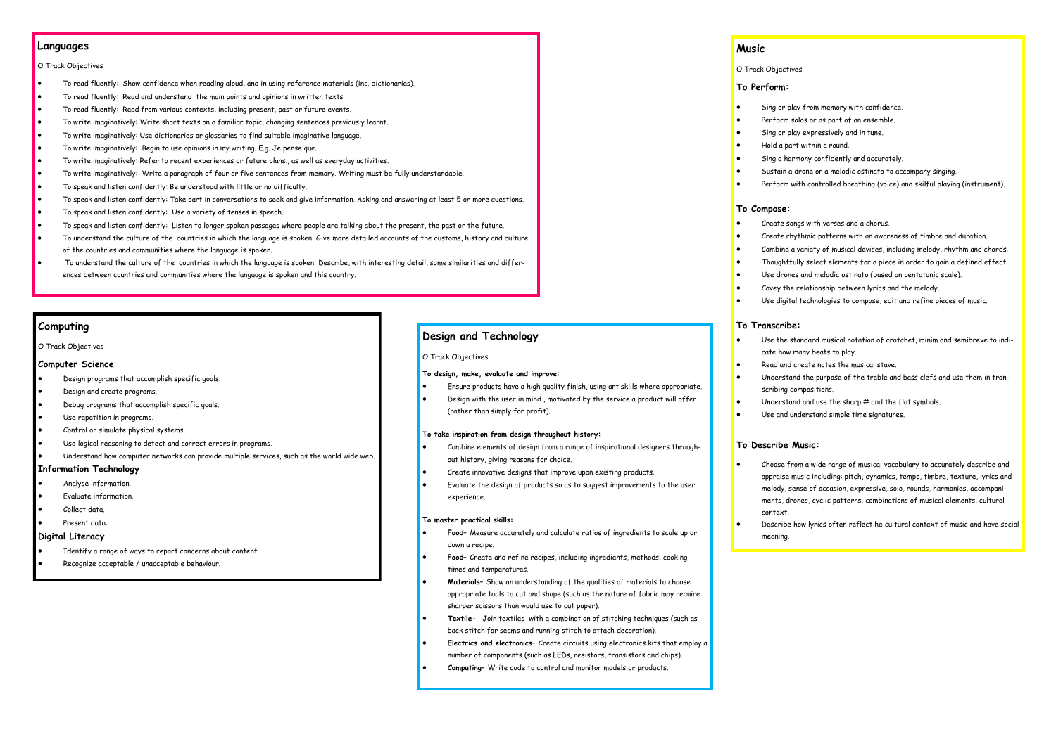## Languages

O Track Objectives

- To read fluently: Show confidence when reading aloud, and in using reference materials (inc. dictionaries).
- To read fluently: Read and understand the main points and opinions in written texts.
- To read fluently: Read from various contexts, including present, past or future events.
- To write imaginatively: Write short texts on a familiar topic, changing sentences previously learnt.
- To write imaginatively: Use dictionaries or glossaries to find suitable imaginative language.
- To write imaginatively: Begin to use opinions in my writing. E.g. Je pense que.
- To write imaginatively: Refer to recent experiences or future plans., as well as everyday activities.
- To write imaginatively: Write a paragraph of four or five sentences from memory. Writing must be fully understandable.
- To speak and listen confidently: Be understood with little or no difficulty.
- To speak and listen confidently: Take part in conversations to seek and give information. Asking and answering at least 5 or more questions.
- To speak and listen confidently: Use a variety of tenses in speech.
- To speak and listen confidently: Listen to longer spoken passages where people are talking about the present, the past or the future.
- To understand the culture of the countries in which the language is spoken: Give more detailed accounts of the customs, history and culture of the countries and communities where the language is spoken.
- To understand the culture of the countries in which the language is spoken: Describe, with interesting detail, some similarities and differences between countries and communities where the language is spoken and this country.

## Computing

O Track Objectives

### Computer Science

- Design programs that accomplish specific goals.
- Design and create programs.
- Debug programs that accomplish specific goals.
- Use repetition in programs.
- Control or simulate physical systems.
- Use logical reasoning to detect and correct errors in programs.
- Understand how computer networks can provide multiple services, such as the world wide web.

### Information Technology

- Analyse information.
- Evaluate information.
- Collect data.
- Present data.

### Digital Literacy

- Identify a range of ways to report concerns about content.
- Recognize acceptable / unacceptable behaviour.

## Design and Technology

O Track Objectives

**To design, make, evaluate and improve:**

- Ensure products have a high quality finish, using art skills where appropriate.
- Design with the user in mind , motivated by the service a product will offer (rather than simply for profit).

**To take inspiration from design throughout history:**

- Combine elements of design from a range of inspirational designers throughout history, giving reasons for choice.
- Create innovative designs that improve upon existing products.
- Evaluate the design of products so as to suggest improvements to the user experience.

**To master practical skills:**

- **Food**– Measure accurately and calculate ratios of ingredients to scale up or down a recipe.
- **Food**– Create and refine recipes, including ingredients, methods, cooking times and temperatures.
- **Materials**– Show an understanding of the qualities of materials to choose appropriate tools to cut and shape (such as the nature of fabric may require sharper scissors than would use to cut paper).
- **Textile-** Join textiles with a combination of stitching techniques (such as back stitch for seams and running stitch to attach decoration).
- **Electrics and electronics**– Create circuits using electronics kits that employ a number of components (such as LEDs, resistors, transistors and chips).
- **Computing**– Write code to control and monitor models or products.

## Music

O Track Objectives

### To Perform:

- Sing or play from memory with confidence.
- Perform solos or as part of an ensemble.
- Sing or play expressively and in tune.
- Hold a part within a round.
- Sing a harmony confidently and accurately.
- Sustain a drone or a melodic ostinato to accompany singing.
- Perform with controlled breathing (voice) and skilful playing (instrument).

### To Compose:

- Create songs with verses and a chorus.
- Create rhythmic patterns with an awareness of timbre and duration.
- Combine a variety of musical devices, including melody, rhythm and chords.
- Thoughtfully select elements for a piece in order to gain a defined effect.
- Use drones and melodic ostinato (based on pentatonic scale).
- Covey the relationship between lyrics and the melody.
- Use digital technologies to compose, edit and refine pieces of music.

### To Transcribe:

- Use the standard musical notation of crotchet, minim and semibreve to indicate how many beats to play.
- Read and create notes the musical stave.
- Understand the purpose of the treble and bass clefs and use them in transcribing compositions.
- Understand and use the sharp # and the flat symbols.
- Use and understand simple time signatures.

### To Describe Music:

- Choose from a wide range of musical vocabulary to accurately describe and appraise music including: pitch, dynamics, tempo, timbre, texture, lyrics and melody, sense of occasion, expressive, solo, rounds, harmonies, accompaniments, drones, cyclic patterns, combinations of musical elements, cultural context.
- Describe how lyrics often reflect he cultural context of music and have social meaning.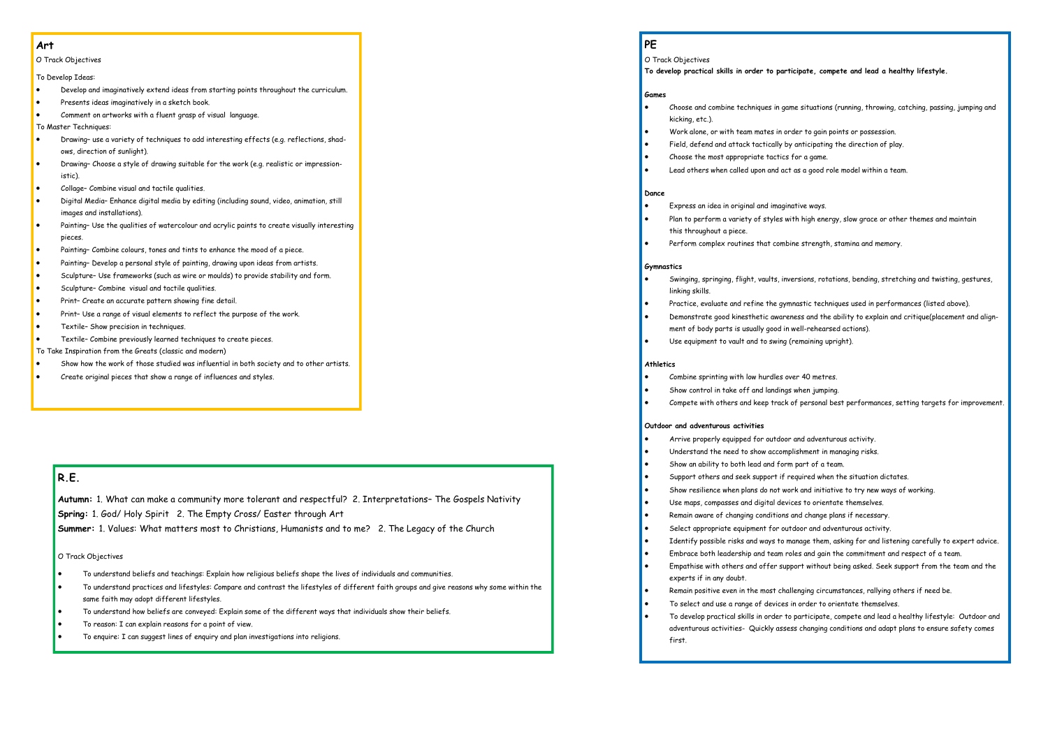## Art

O Track Objectives

To Develop Ideas:

- Develop and imaginatively extend ideas from starting points throughout the curriculum.
- Presents ideas imaginatively in a sketch book.
- Comment on artworks with a fluent grasp of visual language.

To Master Techniques:

- Drawing– use a variety of techniques to add interesting effects (e.g. reflections, shadows, direction of sunlight).
- Drawing– Choose a style of drawing suitable for the work (e.g. realistic or impressionistic).
- Collage– Combine visual and tactile qualities.
- Digital Media– Enhance digital media by editing (including sound, video, animation, still images and installations).
- Painting– Use the qualities of watercolour and acrylic paints to create visually interesting pieces.
- Painting– Combine colours, tones and tints to enhance the mood of a piece.
- Painting– Develop a personal style of painting, drawing upon ideas from artists.
- Sculpture– Use frameworks (such as wire or moulds) to provide stability and form.
- Sculpture– Combine visual and tactile qualities.
- Print– Create an accurate pattern showing fine detail.
- Print– Use a range of visual elements to reflect the purpose of the work.
- Textile– Show precision in techniques.
- Textile– Combine previously learned techniques to create pieces.

To Take Inspiration from the Greats (classic and modern)

- Show how the work of those studied was influential in both society and to other artists.
- Create original pieces that show a range of influences and styles.

## R.E.

**Autumn:** 1. What can make a community more tolerant and respectful? 2. Interpretations– The Gospels Nativity
**Spring:** 1. God/ Holy Spirit 2. The Empty Cross/ Easter through Art
**Summer:** 1. Values: What matters most to Christians, Humanists and to me? 2. The Legacy of the Church

O Track Objectives

- To understand beliefs and teachings: Explain how religious beliefs shape the lives of individuals and communities.
- To understand practices and lifestyles: Compare and contrast the lifestyles of different faith groups and give reasons why some within the same faith may adopt different lifestyles.
- To understand how beliefs are conveyed: Explain some of the different ways that individuals show their beliefs.
- To reason: I can explain reasons for a point of view.
- To enquire: I can suggest lines of enquiry and plan investigations into religions.

## PE

O Track Objectives

**To develop practical skills in order to participate, compete and lead a healthy lifestyle.**

**Games**

- Choose and combine techniques in game situations (running, throwing, catching, passing, jumping and kicking, etc.).
- Work alone, or with team mates in order to gain points or possession.
- Field, defend and attack tactically by anticipating the direction of play.
- Choose the most appropriate tactics for a game.
- Lead others when called upon and act as a good role model within a team.

**Dance**

- Express an idea in original and imaginative ways.
- Plan to perform a variety of styles with high energy, slow grace or other themes and maintain this throughout a piece.
- Perform complex routines that combine strength, stamina and memory.

**Gymnastics**

- Swinging, springing, flight, vaults, inversions, rotations, bending, stretching and twisting, gestures, linking skills.
- Practice, evaluate and refine the gymnastic techniques used in performances (listed above).
- Demonstrate good kinesthetic awareness and the ability to explain and critique(placement and alignment of body parts is usually good in well-rehearsed actions).
- Use equipment to vault and to swing (remaining upright).

**Athletics**

- Combine sprinting with low hurdles over 40 metres.
- Show control in take off and landings when jumping.
- Compete with others and keep track of personal best performances, setting targets for improvement.

**Outdoor and adventurous activities**

- Arrive properly equipped for outdoor and adventurous activity.
- Understand the need to show accomplishment in managing risks.
- Show an ability to both lead and form part of a team.
- Support others and seek support if required when the situation dictates.
- Show resilience when plans do not work and initiative to try new ways of working.
- Use maps, compasses and digital devices to orientate themselves.
- Remain aware of changing conditions and change plans if necessary.
- Select appropriate equipment for outdoor and adventurous activity.
- Identify possible risks and ways to manage them, asking for and listening carefully to expert advice.
- Embrace both leadership and team roles and gain the commitment and respect of a team.
- Empathise with others and offer support without being asked. Seek support from the team and the experts if in any doubt.
- Remain positive even in the most challenging circumstances, rallying others if need be.
- To select and use a range of devices in order to orientate themselves.
- To develop practical skills in order to participate, compete and lead a healthy lifestyle: Outdoor and adventurous activities- Quickly assess changing conditions and adapt plans to ensure safety comes first.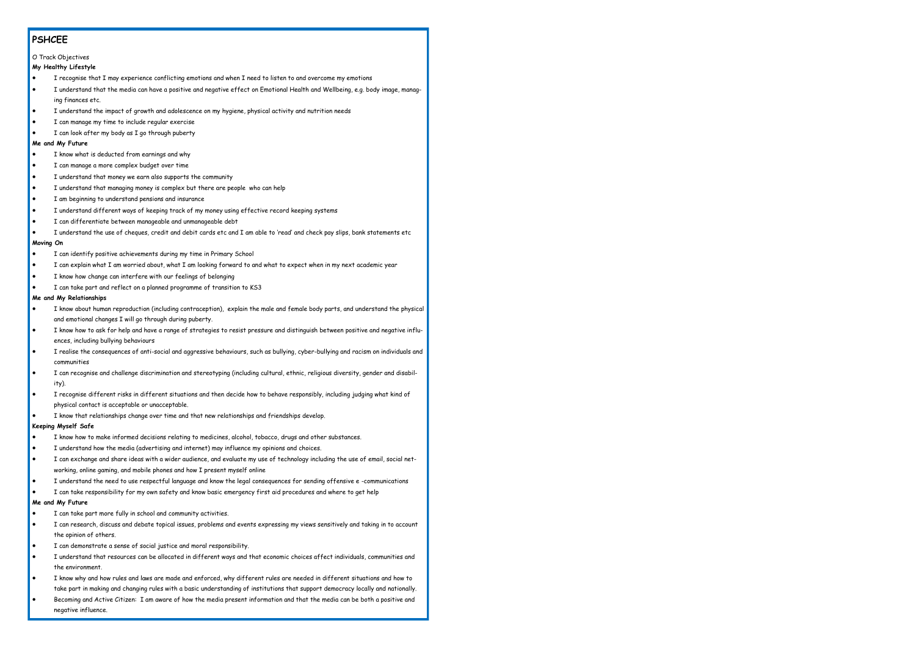## PSHCEE

O Track Objectives

**My Healthy Lifestyle**

- I recognise that I may experience conflicting emotions and when I need to listen to and overcome my emotions
- I understand that the media can have a positive and negative effect on Emotional Health and Wellbeing, e.g. body image, managing finances etc.
- I understand the impact of growth and adolescence on my hygiene, physical activity and nutrition needs
- I can manage my time to include regular exercise
- I can look after my body as I go through puberty

**Me and My Future**

- I know what is deducted from earnings and why
- I can manage a more complex budget over time
- I understand that money we earn also supports the community
- I understand that managing money is complex but there are people who can help
- I am beginning to understand pensions and insurance
- I understand different ways of keeping track of my money using effective record keeping systems
- I can differentiate between manageable and unmanageable debt
- I understand the use of cheques, credit and debit cards etc and I am able to 'read' and check pay slips, bank statements etc

**Moving On**

- I can identify positive achievements during my time in Primary School
- I can explain what I am worried about, what I am looking forward to and what to expect when in my next academic year
- I know how change can interfere with our feelings of belonging
- I can take part and reflect on a planned programme of transition to KS3

**Me and My Relationships**

- I know about human reproduction (including contraception), explain the male and female body parts, and understand the physical and emotional changes I will go through during puberty.
- I know how to ask for help and have a range of strategies to resist pressure and distinguish between positive and negative influences, including bullying behaviours
- I realise the consequences of anti-social and aggressive behaviours, such as bullying, cyber-bullying and racism on individuals and communities
- I can recognise and challenge discrimination and stereotyping (including cultural, ethnic, religious diversity, gender and disability).
- I recognise different risks in different situations and then decide how to behave responsibly, including judging what kind of physical contact is acceptable or unacceptable.
- I know that relationships change over time and that new relationships and friendships develop.

**Keeping Myself Safe**

- I know how to make informed decisions relating to medicines, alcohol, tobacco, drugs and other substances.
- I understand how the media (advertising and internet) may influence my opinions and choices.
- I can exchange and share ideas with a wider audience, and evaluate my use of technology including the use of email, social networking, online gaming, and mobile phones and how I present myself online
- I understand the need to use respectful language and know the legal consequences for sending offensive e -communications
- I can take responsibility for my own safety and know basic emergency first aid procedures and where to get help

**Me and My Future**

- I can take part more fully in school and community activities.
- I can research, discuss and debate topical issues, problems and events expressing my views sensitively and taking in to account the opinion of others.
- I can demonstrate a sense of social justice and moral responsibility.
- I understand that resources can be allocated in different ways and that economic choices affect individuals, communities and the environment.
- I know why and how rules and laws are made and enforced, why different rules are needed in different situations and how to take part in making and changing rules with a basic understanding of institutions that support democracy locally and nationally.
- Becoming and Active Citizen: I am aware of how the media present information and that the media can be both a positive and negative influence.